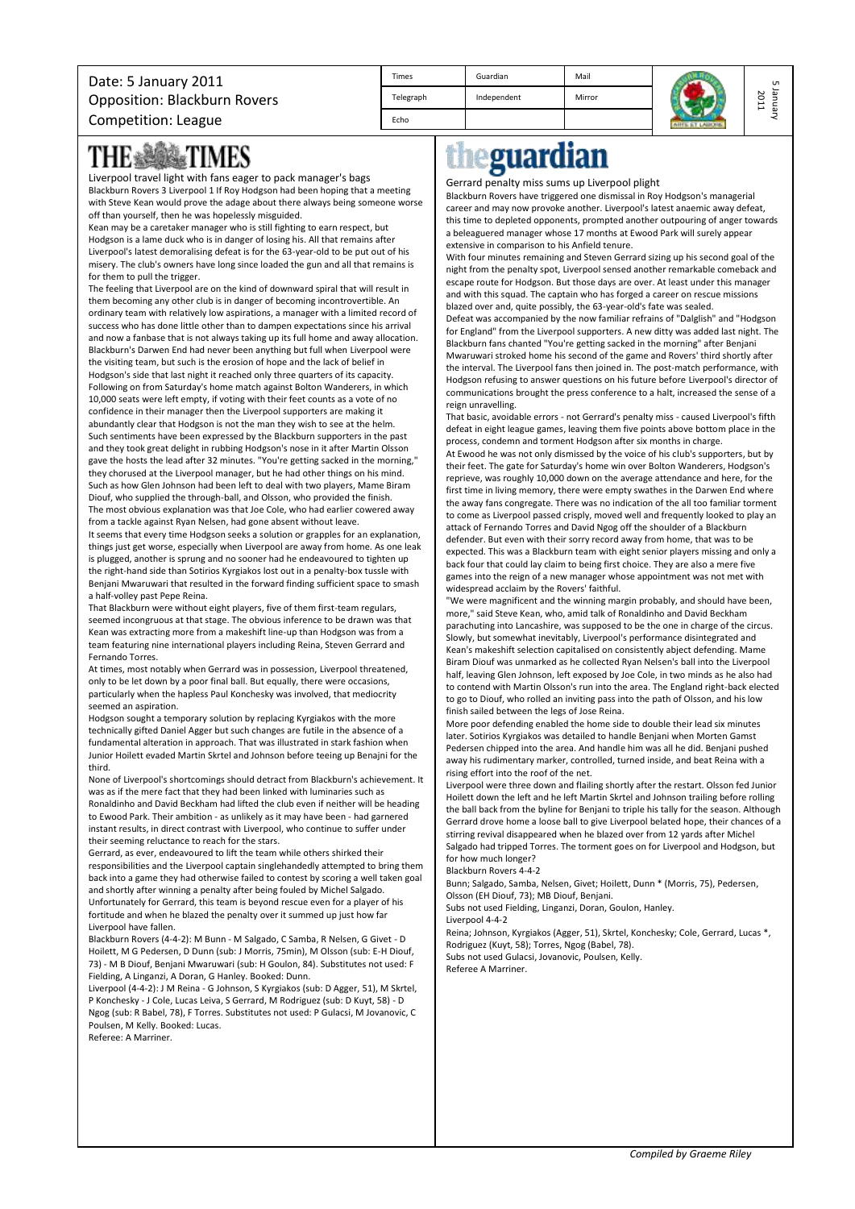Date: 5 January 2011
Opposition: Blackburn Rovers
Competition: League

| | | |
|---|---|---|
| Times | Guardian | Mail |
| Telegraph | Independent | Mirror |
| Echo | | |

5 January 2011

# THE TIMES

## Liverpool travel light with fans eager to pack manager's bags

Blackburn Rovers 3 Liverpool 1 If Roy Hodgson had been hoping that a meeting with Steve Kean would prove the adage about there always being someone worse off than yourself, then he was hopelessly misguided.

Kean may be a caretaker manager who is still fighting to earn respect, but Hodgson is a lame duck who is in danger of losing his. All that remains after Liverpool's latest demoralising defeat is for the 63-year-old to be put out of his misery. The club's owners have long since loaded the gun and all that remains is for them to pull the trigger.

The feeling that Liverpool are on the kind of downward spiral that will result in them becoming any other club is in danger of becoming incontrovertible. An ordinary team with relatively low aspirations, a manager with a limited record of success who has done little other than to dampen expectations since his arrival and now a fanbase that is not always taking up its full home and away allocation. Blackburn's Darwen End had never been anything but full when Liverpool were the visiting team, but such is the erosion of hope and the lack of belief in Hodgson's side that last night it reached only three quarters of its capacity. Following on from Saturday's home match against Bolton Wanderers, in which 10,000 seats were left empty, if voting with their feet counts as a vote of no confidence in their manager then the Liverpool supporters are making it abundantly clear that Hodgson is not the man they wish to see at the helm.

Such sentiments have been expressed by the Blackburn supporters in the past and they took great delight in rubbing Hodgson's nose in it after Martin Olsson gave the hosts the lead after 32 minutes. "You're getting sacked in the morning," they chorused at the Liverpool manager, but he had other things on his mind. Such as how Glen Johnson had been left to deal with two players, Mame Biram Diouf, who supplied the through-ball, and Olsson, who provided the finish. The most obvious explanation was that Joe Cole, who had earlier cowered away from a tackle against Ryan Nelsen, had gone absent without leave.

It seems that every time Hodgson seeks a solution or grapples for an explanation, things just get worse, especially when Liverpool are away from home. As one leak is plugged, another is sprung and no sooner had he endeavoured to tighten up the right-hand side than Sotirios Kyrgiakos lost out in a penalty-box tussle with Benjani Mwaruwari that resulted in the forward finding sufficient space to smash a half-volley past Pepe Reina.

That Blackburn were without eight players, five of them first-team regulars, seemed incongruous at that stage. The obvious inference to be drawn was that Kean was extracting more from a makeshift line-up than Hodgson was from a team featuring nine international players including Reina, Steven Gerrard and Fernando Torres.

At times, most notably when Gerrard was in possession, Liverpool threatened, only to be let down by a poor final ball. But equally, there were occasions, particularly when the hapless Paul Konchesky was involved, that mediocrity seemed an aspiration.

Hodgson sought a temporary solution by replacing Kyrgiakos with the more technically gifted Daniel Agger but such changes are futile in the absence of a fundamental alteration in approach. That was illustrated in stark fashion when Junior Hoilett evaded Martin Skrtel and Johnson before teeing up Benajni for the third.

None of Liverpool's shortcomings should detract from Blackburn's achievement. It was as if the mere fact that they had been linked with luminaries such as Ronaldinho and David Beckham had lifted the club even if neither will be heading to Ewood Park. Their ambition - as unlikely as it may have been - had garnered instant results, in direct contrast with Liverpool, who continue to suffer under their seeming reluctance to reach for the stars.

Gerrard, as ever, endeavoured to lift the team while others shirked their responsibilities and the Liverpool captain singlehandedly attempted to bring them back into a game they had otherwise failed to contest by scoring a well taken goal and shortly after winning a penalty after being fouled by Michel Salgado. Unfortunately for Gerrard, this team is beyond rescue even for a player of his fortitude and when he blazed the penalty over it summed up just how far Liverpool have fallen.

Blackburn Rovers (4-4-2): M Bunn - M Salgado, C Samba, R Nelsen, G Givet - D Hoilett, M G Pedersen, D Dunn (sub: J Morris, 75min), M Olsson (sub: E-H Diouf, 73) - M B Diouf, Benjani Mwaruwari (sub: H Goulon, 84). Substitutes not used: F Fielding, A Linganzi, A Doran, G Hanley. Booked: Dunn.

Liverpool (4-4-2): J M Reina - G Johnson, S Kyrgiakos (sub: D Agger, 51), M Skrtel, P Konchesky - J Cole, Lucas Leiva, S Gerrard, M Rodriguez (sub: D Kuyt, 58) - D Ngog (sub: R Babel, 78), F Torres. Substitutes not used: P Gulacsi, M Jovanovic, C Poulsen, M Kelly. Booked: Lucas.

Referee: A Marriner.

# theguardian

## Gerrard penalty miss sums up Liverpool plight

Blackburn Rovers have triggered one dismissal in Roy Hodgson's managerial career and may now provoke another. Liverpool's latest anaemic away defeat, this time to depleted opponents, prompted another outpouring of anger towards a beleaguered manager whose 17 months at Ewood Park will surely appear extensive in comparison to his Anfield tenure.

With four minutes remaining and Steven Gerrard sizing up his second goal of the night from the penalty spot, Liverpool sensed another remarkable comeback and escape route for Hodgson. But those days are over. At least under this manager and with this squad. The captain who has forged a career on rescue missions blazed over and, quite possibly, the 63-year-old's fate was sealed.

Defeat was accompanied by the now familiar refrains of "Dalglish" and "Hodgson for England" from the Liverpool supporters. A new ditty was added last night. The Blackburn fans chanted "You're getting sacked in the morning" after Benjani Mwaruwari stroked home his second of the game and Rovers' third shortly after the interval. The Liverpool fans then joined in. The post-match performance, with Hodgson refusing to answer questions on his future before Liverpool's director of communications brought the press conference to a halt, increased the sense of a reign unravelling.

That basic, avoidable errors - not Gerrard's penalty miss - caused Liverpool's fifth defeat in eight league games, leaving them five points above bottom place in the process, condemn and torment Hodgson after six months in charge.

At Ewood he was not only dismissed by the voice of his club's supporters, but by their feet. The gate for Saturday's home win over Bolton Wanderers, Hodgson's reprieve, was roughly 10,000 down on the average attendance and here, for the first time in living memory, there were empty swathes in the Darwen End where the away fans congregate. There was no indication of the all too familiar torment to come as Liverpool passed crisply, moved well and frequently looked to play an attack of Fernando Torres and David Ngog off the shoulder of a Blackburn defender. But even with their sorry record away from home, that was to be expected. This was a Blackburn team with eight senior players missing and only a back four that could lay claim to being first choice. They are also a mere five games into the reign of a new manager whose appointment was not met with widespread acclaim by the Rovers' faithful.

"We were magnificent and the winning margin probably, and should have been, more," said Steve Kean, who, amid talk of Ronaldinho and David Beckham parachuting into Lancashire, was supposed to be the one in charge of the circus. Slowly, but somewhat inevitably, Liverpool's performance disintegrated and Kean's makeshift selection capitalised on consistently abject defending. Mame Biram Diouf was unmarked as he collected Ryan Nelsen's ball into the Liverpool half, leaving Glen Johnson, left exposed by Joe Cole, in two minds as he also had to contend with Martin Olsson's run into the area. The England right-back elected to go to Diouf, who rolled an inviting pass into the path of Olsson, and his low finish sailed between the legs of Jose Reina.

More poor defending enabled the home side to double their lead six minutes later. Sotirios Kyrgiakos was detailed to handle Benjani when Morten Gamst Pedersen chipped into the area. And handle him was all he did. Benjani pushed away his rudimentary marker, controlled, turned inside, and beat Reina with a rising effort into the roof of the net.

Liverpool were three down and flailing shortly after the restart. Olsson fed Junior Hoilett down the left and he left Martin Skrtel and Johnson trailing before rolling the ball back from the byline for Benjani to triple his tally for the season. Although Gerrard drove home a loose ball to give Liverpool belated hope, their chances of a stirring revival disappeared when he blazed over from 12 yards after Michel Salgado had tripped Torres. The torment goes on for Liverpool and Hodgson, but for how much longer?

Blackburn Rovers 4-4-2

Bunn; Salgado, Samba, Nelsen, Givet; Hoilett, Dunn * (Morris, 75), Pedersen, Olsson (EH Diouf, 73); MB Diouf, Benjani.

Subs not used Fielding, Linganzi, Doran, Goulon, Hanley.

Liverpool 4-4-2

Reina; Johnson, Kyrgiakos (Agger, 51), Skrtel, Konchesky; Cole, Gerrard, Lucas *, Rodriguez (Kuyt, 58); Torres, Ngog (Babel, 78).

Subs not used Gulacsi, Jovanovic, Poulsen, Kelly.

Referee A Marriner.

*Compiled by Graeme Riley*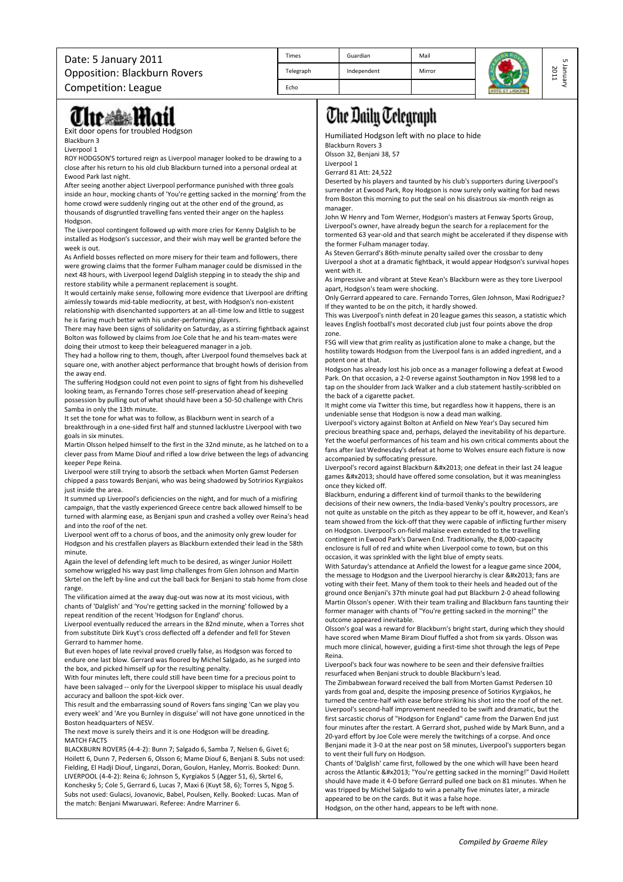Date: 5 January 2011
Opposition: Blackburn Rovers
Competition: League

| Times | Guardian | Mail |
| --- | --- | --- |
| Telegraph | Independent | Mirror |
| Echo | | |

## The Mail

### Exit door opens for troubled Hodgson

Blackburn 3
Liverpool 1

ROY HODGSON'S tortured reign as Liverpool manager looked to be drawing to a close after his return to his old club Blackburn turned into a personal ordeal at Ewood Park last night.

After seeing another abject Liverpool performance punished with three goals inside an hour, mocking chants of 'You're getting sacked in the morning' from the home crowd were suddenly ringing out at the other end of the ground, as thousands of disgruntled travelling fans vented their anger on the hapless Hodgson.

The Liverpool contingent followed up with more cries for Kenny Dalglish to be installed as Hodgson's successor, and their wish may well be granted before the week is out.

As Anfield bosses reflected on more misery for their team and followers, there were growing claims that the former Fulham manager could be dismissed in the next 48 hours, with Liverpool legend Dalglish stepping in to steady the ship and restore stability while a permanent replacement is sought.

It would certainly make sense, following more evidence that Liverpool are drifting aimlessly towards mid-table mediocrity, at best, with Hodgson's non-existent relationship with disenchanted supporters at an all-time low and little to suggest he is faring much better with his under-performing players.

There may have been signs of solidarity on Saturday, as a stirring fightback against Bolton was followed by claims from Joe Cole that he and his team-mates were doing their utmost to keep their beleaguered manager in a job.

They had a hollow ring to them, though, after Liverpool found themselves back at square one, with another abject performance that brought howls of derision from the away end.

The suffering Hodgson could not even point to signs of fight from his dishevelled looking team, as Fernando Torres chose self-preservation ahead of keeping possession by pulling out of what should have been a 50-50 challenge with Chris Samba in only the 13th minute.

It set the tone for what was to follow, as Blackburn went in search of a breakthrough in a one-sided first half and stunned lacklustre Liverpool with two goals in six minutes.

Martin Olsson helped himself to the first in the 32nd minute, as he latched on to a clever pass from Mame Diouf and rifled a low drive between the legs of advancing keeper Pepe Reina.

Liverpool were still trying to absorb the setback when Morten Gamst Pedersen chipped a pass towards Benjani, who was being shadowed by Sotririos Kyrgiakos just inside the area.

It summed up Liverpool's deficiencies on the night, and for much of a misfiring campaign, that the vastly experienced Greece centre back allowed himself to be turned with alarming ease, as Benjani spun and crashed a volley over Reina's head and into the roof of the net.

Liverpool went off to a chorus of boos, and the animosity only grew louder for Hodgson and his crestfallen players as Blackburn extended their lead in the 58th minute.

Again the level of defending left much to be desired, as winger Junior Hoilett somehow wriggled his way past limp challenges from Glen Johnson and Martin Skrtel on the left by-line and cut the ball back for Benjani to stab home from close range.

The vilification aimed at the away dug-out was now at its most vicious, with chants of 'Dalglish' and 'You're getting sacked in the morning' followed by a repeat rendition of the recent 'Hodgson for England' chorus.

Liverpool eventually reduced the arrears in the 82nd minute, when a Torres shot from substitute Dirk Kuyt's cross deflected off a defender and fell for Steven Gerrard to hammer home.

But even hopes of late revival proved cruelly false, as Hodgson was forced to endure one last blow. Gerrard was floored by Michel Salgado, as he surged into the box, and picked himself up for the resulting penalty.

With four minutes left, there could still have been time for a precious point to have been salvaged -- only for the Liverpool skipper to misplace his usual deadly accuracy and balloon the spot-kick over.

This result and the embarrassing sound of Rovers fans singing 'Can we play you every week' and 'Are you Burnley in disguise' will not have gone unnoticed in the Boston headquarters of NESV.

The next move is surely theirs and it is one Hodgson will be dreading.

MATCH FACTS

BLACKBURN ROVERS (4-4-2): Bunn 7; Salgado 6, Samba 7, Nelsen 6, Givet 6; Hoilett 6, Dunn 7, Pedersen 6, Olsson 6; Mame Diouf 6, Benjani 8. Subs not used: Fielding, El Hadji Diouf, Linganzi, Doran, Goulon, Hanley, Morris. Booked: Dunn.

LIVERPOOL (4-4-2): Reina 6; Johnson 5, Kyrgiakos 5 (Agger 51, 6), Skrtel 6, Konchesky 5; Cole 5, Gerrard 6, Lucas 7, Maxi 6 (Kuyt 58, 6); Torres 5, Ngog 5. Subs not used: Gulacsi, Jovanovic, Babel, Poulsen, Kelly. Booked: Lucas. Man of the match: Benjani Mwaruwari. Referee: Andre Marriner 6.

## The Daily Telegraph

### Humiliated Hodgson left with no place to hide

Blackburn Rovers 3
Olsson 32, Benjani 38, 57
Liverpool 1
Gerrard 81 Att: 24,522

Deserted by his players and taunted by his club's supporters during Liverpool's surrender at Ewood Park, Roy Hodgson is now surely only waiting for bad news from Boston this morning to put the seal on his disastrous six-month reign as manager.

John W Henry and Tom Werner, Hodgson's masters at Fenway Sports Group, Liverpool's owner, have already begun the search for a replacement for the tormented 63 year-old and that search might be accelerated if they dispense with the former Fulham manager today.

As Steven Gerrard's 86th-minute penalty sailed over the crossbar to deny Liverpool a shot at a dramatic fightback, it would appear Hodgson's survival hopes went with it.

As impressive and vibrant at Steve Kean's Blackburn were as they tore Liverpool apart, Hodgson's team were shocking.

Only Gerrard appeared to care. Fernando Torres, Glen Johnson, Maxi Rodriguez? If they wanted to be on the pitch, it hardly showed.

This was Liverpool's ninth defeat in 20 league games this season, a statistic which leaves English football's most decorated club just four points above the drop zone.

FSG will view that grim reality as justification alone to make a change, but the hostility towards Hodgson from the Liverpool fans is an added ingredient, and a potent one at that.

Hodgson has already lost his job once as a manager following a defeat at Ewood Park. On that occasion, a 2-0 reverse against Southampton in Nov 1998 led to a tap on the shoulder from Jack Walker and a club statement hastily-scribbled on the back of a cigarette packet.

It might come via Twitter this time, but regardless how it happens, there is an undeniable sense that Hodgson is now a dead man walking.

Liverpool's victory against Bolton at Anfield on New Year's Day secured him precious breathing space and, perhaps, delayed the inevitability of his departure. Yet the woeful performances of his team and his own critical comments about the fans after last Wednesday's defeat at home to Wolves ensure each fixture is now accompanied by suffocating pressure.

Liverpool's record against Blackburn &#x2013; one defeat in their last 24 league games &#x2013; should have offered some consolation, but it was meaningless once they kicked off.

Blackburn, enduring a different kind of turmoil thanks to the bewildering decisions of their new owners, the India-based Venky's poultry processors, are not quite as unstable on the pitch as they appear to be off it, however, and Kean's team showed from the kick-off that they were capable of inflicting further misery on Hodgson. Liverpool's on-field malaise even extended to the travelling contingent in Ewood Park's Darwen End. Traditionally, the 8,000-capacity enclosure is full of red and white when Liverpool come to town, but on this occasion, it was sprinkled with the light blue of empty seats.

With Saturday's attendance at Anfield the lowest for a league game since 2004, the message to Hodgson and the Liverpool hierarchy is clear &#x2013; fans are voting with their feet. Many of them took to their heels and headed out of the ground once Benjani's 37th minute goal had put Blackburn 2-0 ahead following Martin Olsson's opener. With their team trailing and Blackburn fans taunting their former manager with chants of "You're getting sacked in the morning!" the outcome appeared inevitable.

Olsson's goal was a reward for Blackburn's bright start, during which they should have scored when Mame Biram Diouf fluffed a shot from six yards. Olsson was much more clinical, however, guiding a first-time shot through the legs of Pepe Reina.

Liverpool's back four was nowhere to be seen and their defensive frailties resurfaced when Benjani struck to double Blackburn's lead.

The Zimbabwean forward received the ball from Morten Gamst Pedersen 10 yards from goal and, despite the imposing presence of Sotirios Kyrgiakos, he turned the centre-half with ease before striking his shot into the roof of the net.

Liverpool's second-half improvement needed to be swift and dramatic, but the first sarcastic chorus of "Hodgson for England" came from the Darwen End just four minutes after the restart. A Gerrard shot, pushed wide by Mark Bunn, and a 20-yard effort by Joe Cole were merely the twitchings of a corpse. And once Benjani made it 3-0 at the near post on 58 minutes, Liverpool's supporters began to vent their full fury on Hodgson.

Chants of 'Dalglish' came first, followed by the one which will have been heard across the Atlantic &#x2013; "You're getting sacked in the morning!" David Hoilett should have made it 4-0 before Gerrard pulled one back on 81 minutes. When he was tripped by Michel Salgado to win a penalty five minutes later, a miracle appeared to be on the cards. But it was a false hope.

Hodgson, on the other hand, appears to be left with none.

*Compiled by Graeme Riley*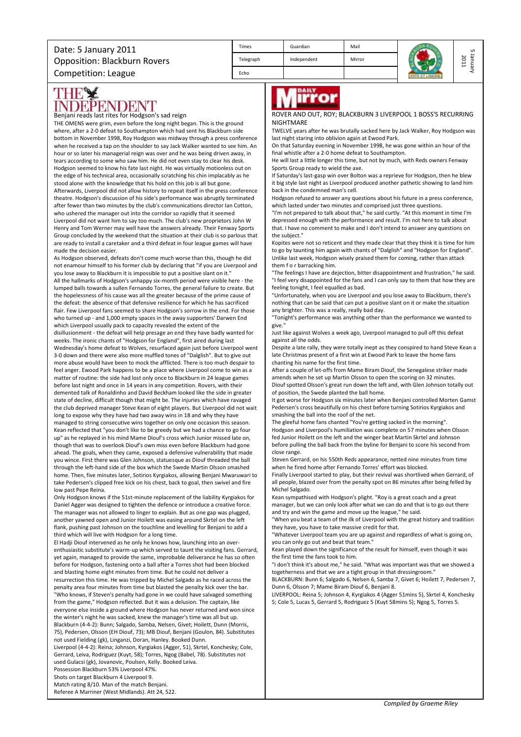Date: 5 January 2011
Opposition: Blackburn Rovers
Competition: League

| Times | Guardian | Mail |
|---|---|---|
| Telegraph | Independent | Mirror |
| Echo | | |

## THE INDEPENDENT

### Benjani reads last rites for Hodgson's sad reign

THE OMENS were grim, even before the long night began. This is the ground where, after a 2-0 defeat to Southampton which had sent his Blackburn side bottom in November 1998, Roy Hodgson was midway through a press conference when he received a tap on the shoulder to say Jack Walker wanted to see him. An hour or so later his managerial reign was over and he was being driven away, in tears according to some who saw him. He did not even stay to clear his desk. Hodgson seemed to know his fate last night. He was virtually motionless out on the edge of his technical area, occasionally scratching his chin implacably as he stood alone with the knowledge that his hold on this job is all but gone.

Afterwards, Liverpool did not allow history to repeat itself in the press conference theatre. Hodgson's discussion of his side's performance was abruptly terminated after fewer than two minutes by the club's communications director Ian Cotton, who ushered the manager out into the corridor so rapidly that it seemed Liverpool did not want him to say too much. The club's new proprietors John W Henry and Tom Werner may well have the answers already. Their Fenway Sports Group concluded by the weekend that the situation at their club is so parlous that are ready to install a caretaker and a third defeat in four league games will have made the decision easier.

As Hodgson observed, defeats don't come much worse than this, though he did not enamour himself to his former club by declaring that "if you are Liverpool and you lose away to Blackburn it is impossible to put a positive slant on it."

All the hallmarks of Hodgson's unhappy six-month period were visible here - the lumped balls towards a sullen Fernando Torres, the general failure to create. But the hopelessness of his cause was all the greater because of the prime cause of the defeat: the absence of that defensive resilience for which he has sacrificed flair. Few Liverpool fans seemed to share Hodgson's sorrow in the end. For those who turned up - and 1,000 empty spaces in the away supporters' Darwen End which Liverpool usually pack to capacity revealed the extent of the disillusionment - the defeat will help presage an end they have badly wanted for weeks. The ironic chants of "Hodgson for England", first aired during last Wednesday's home defeat to Wolves, resurfaced again just before Liverpool went 3-0 down and there were also more muffled tones of "Dalglish". But to give out more abuse would have been to mock the afflicted. There is too much despair to feel anger. Ewood Park happens to be a place where Liverpool come to win as a matter of routine: the side had lost only once to Blackburn in 24 league games before last night and once in 14 years in any competition. Rovers, with their demented talk of Ronaldinho and David Beckham looked like the side in greater state of decline, difficult though that might be. The injuries which have ravaged the club deprived manager Steve Kean of eight players. But Liverpool did not wait long to expose why they have had two away wins in 18 and why they have managed to string consecutive wins together on only one occasion this season.

Kean reflected that "you don't like to be greedy but we had a chance to go four up" as he replayed in his mind Mame Diouf's cross which Junior missed late on, though that was to overlook Diouf's own miss even before Blackburn had gone ahead. The goals, when they came, exposed a defensive vulnerability that made you wince. First there was Glen Johnson, statuesque as Diouf threaded the ball through the left-hand side of the box which the Swede Martin Olsson smashed home. Then, five minutes later, Sotirios Kyrgiakos, allowing Benjani Mwaruwari to take Pedersen's clipped free kick on his chest, back to goal, then swivel and fire low past Pepe Reina.

Only Hodgson knows if the 51st-minute replacement of the liability Kyrgiakos for Daniel Agger was designed to tighten the defence or introduce a creative force. The manager was not allowed to linger to explain. But as one gap was plugged, another yawned open and Junior Hoilett was easing around Skrtel on the left flank, pushing past Johnson on the touchline and levelling for Benjani to add a third which will live with Hodgson for a long time.

El Hadji Diouf intervened as he only he knows how, launching into an over-enthusiastic substitute's warm-up which served to taunt the visiting fans. Gerrard, yet again, managed to provide the same, improbable deliverance he has so often before for Hodgson, fastening onto a ball after a Torres shot had been blocked and blasting home eight minutes from time. But he could not deliver a resurrection this time. He was tripped by Michel Salgado as he raced across the penalty area four minutes from time but blasted the penalty kick over the bar. "Who knows, if Steven's penalty had gone in we could have salvaged something from the game," Hodgson reflected. But it was a delusion. The captain, like everyone else inside a ground where Hodgson has never returned and won since the winter's night he was sacked, knew the manager's time was all but up.

Blackburn (4-4-2): Bunn; Salgado, Samba, Nelsen, Givet; Hoilett, Dunn (Morris, 75), Pedersen, Olsson (EH Diouf, 73); MB Diouf, Benjani (Goulon, 84). Substitutes not used Fielding (gk), Linganzi, Doran, Hanley. Booked Dunn.

Liverpool (4-4-2): Reina; Johnson, Kyrgiakos (Agger, 51), Skrtel, Konchesky; Cole, Gerrard, Leiva, Rodriguez (Kuyt, 58); Torres, Ngog (Babel, 78). Substitutes not used Gulacsi (gk), Jovanovic, Poulsen, Kelly. Booked Leiva.

Possession Blackburn 53% Liverpool 47%.

Shots on target Blackburn 4 Liverpool 9.

Match rating 8/10. Man of the match Benjani.

Referee A Marriner (West Midlands). Att 24, 522.

## DAILY MIRROR

### ROVER AND OUT, ROY; BLACKBURN 3 LIVERPOOL 1 BOSS'S RECURRING NIGHTMARE

TWELVE years after he was brutally sacked here by Jack Walker, Roy Hodgson was last night staring into oblivion again at Ewood Park.

On that Saturday evening in November 1998, he was gone within an hour of the final whistle after a 2-0 home defeat to Southampton.

He will last a little longer this time, but not by much, with Reds owners Fenway Sports Group ready to wield the axe.

If Saturday's last-gasp win over Bolton was a reprieve for Hodgson, then he blew it big style last night as Liverpool produced another pathetic showing to land him back in the condemned man's cell.

Hodgson refused to answer any questions about his future in a press conference, which lasted under two minutes and comprised just three questions.

"I'm not prepared to talk about that," he said curtly. "At this moment in time I'm depressed enough with the performance and result. I'm not here to talk about that. I have no comment to make and I don't intend to answer any questions on the subject."

Kopites were not so reticent and they made clear that they think it is time for him to go by taunting him again with chants of "Dalglish" and "Hodgson for England". Unlike last week, Hodgson wisely praised them for coming, rather than attack them f o r barracking him.

"The feelings I have are dejection, bitter disappointment and frustration," he said. "I feel very disappointed for the fans and I can only say to them that how they are feeling tonight, I feel equalled as bad.

"Unfortunately, when you are Liverpool and you lose away to Blackburn, there's nothing that can be said that can put a positive slant on it or make the situation any brighter. This was a really, really bad day.

"Tonight's performance was anything other than the performance we wanted to give."

Just like against Wolves a week ago, Liverpool managed to pull off this defeat against all the odds.

Despite a late rally, they were totally inept as they conspired to hand Steve Kean a late Christmas present of a first win at Ewood Park to leave the home fans chanting his name for the first time.

After a couple of let-offs from Mame Biram Diouf, the Senegalese striker made amends when he set up Martin Olsson to open the scoring on 32 minutes.

Diouf spotted Olsson's great run down the left and, with Glen Johnson totally out of position, the Swede planted the ball home.

It got worse for Hodgson six minutes later when Benjani controlled Morten Gamst Pedersen's cross beautifully on his chest before turning Sotirios Kyrgiakos and smashing the ball into the roof of the net.

The gleeful home fans chanted "You're getting sacked in the morning".

Hodgson and Liverpool's humiliation was complete on 57 minutes when Olsson fed Junior Hoilett on the left and the winger beat Martin Skrtel and Johnson before pulling the ball back from the byline for Benjani to score his second from close range.

Steven Gerrard, on his 550th Reds appearance, netted nine minutes from time when he fired home after Fernando Torres' effort was blocked.

Finally Liverpool started to play, but their revival was shortlived when Gerrard, of all people, blazed over from the penalty spot on 86 minutes after being felled by Michel Salgado.

Kean sympathised with Hodgson's plight. "Roy is a great coach and a great manager, but we can only look after what we can do and that is to go out there and try and win the game and move up the league," he said.

"When you beat a team of the ilk of Liverpool with the great history and tradition they have, you have to take massive credit for that.

"Whatever Liverpool team you are up against and regardless of what is going on, you can only go out and beat that team."

Kean played down the significance of the result for himself, even though it was the first time the fans took to him.

"I don't think it's about me," he said. "What was important was that we showed a togetherness and that we are a tight group in that dressingroom."

BLACKBURN: Bunn 6; Salgado 6, Nelsen 6, Samba 7, Givet 6; Hoilett 7, Pedersen 7, Dunn 6, Olsson 7; Mame Biram Diouf 6, Benjani 8.

LIVERPOOL: Reina 5; Johnson 4, Kyrgiakos 4 (Agger 51mins 5), Skrtel 4, Konchesky 5; Cole 5, Lucas 5, Gerrard 5, Rodriguez 5 (Kuyt 58mins 5); Ngog 5, Torres 5.

*Compiled by Graeme Riley*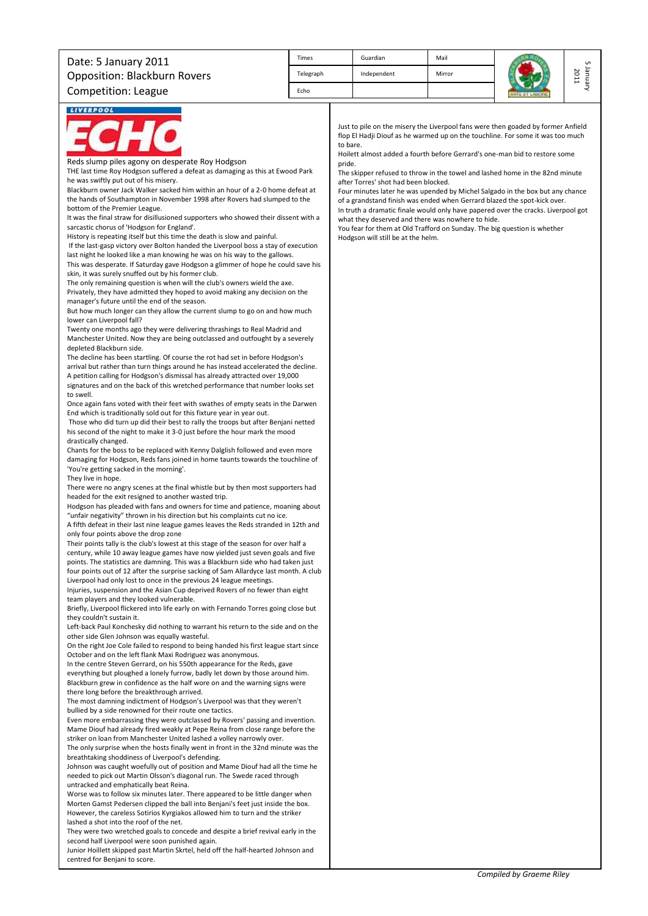Date: 5 January 2011
Opposition: Blackburn Rovers
Competition: League

| Times | Guardian | Mail |
|---|---|---|
| Telegraph | Independent | Mirror |
| Echo | | |

5 January 2011

LIVERPOOL ECHO

Reds slump piles agony on desperate Roy Hodgson

THE last time Roy Hodgson suffered a defeat as damaging as this at Ewood Park he was swiftly put out of his misery.

Blackburn owner Jack Walker sacked him within an hour of a 2-0 home defeat at the hands of Southampton in November 1998 after Rovers had slumped to the bottom of the Premier League.

It was the final straw for disillusioned supporters who showed their dissent with a sarcastic chorus of 'Hodgson for England'.

History is repeating itself but this time the death is slow and painful.

If the last-gasp victory over Bolton handed the Liverpool boss a stay of execution last night he looked like a man knowing he was on his way to the gallows.

This was desperate. If Saturday gave Hodgson a glimmer of hope he could save his skin, it was surely snuffed out by his former club.

The only remaining question is when will the club's owners wield the axe. Privately, they have admitted they hoped to avoid making any decision on the manager's future until the end of the season.

But how much longer can they allow the current slump to go on and how much lower can Liverpool fall?

Twenty one months ago they were delivering thrashings to Real Madrid and Manchester United. Now they are being outclassed and outfought by a severely depleted Blackburn side.

The decline has been startling. Of course the rot had set in before Hodgson's arrival but rather than turn things around he has instead accelerated the decline. A petition calling for Hodgson's dismissal has already attracted over 19,000 signatures and on the back of this wretched performance that number looks set to swell.

Once again fans voted with their feet with swathes of empty seats in the Darwen End which is traditionally sold out for this fixture year in year out.

Those who did turn up did their best to rally the troops but after Benjani netted his second of the night to make it 3-0 just before the hour mark the mood drastically changed.

Chants for the boss to be replaced with Kenny Dalglish followed and even more damaging for Hodgson, Reds fans joined in home taunts towards the touchline of 'You're getting sacked in the morning'.

They live in hope.

There were no angry scenes at the final whistle but by then most supporters had headed for the exit resigned to another wasted trip.

Hodgson has pleaded with fans and owners for time and patience, moaning about "unfair negativity" thrown in his direction but his complaints cut no ice.

A fifth defeat in their last nine league games leaves the Reds stranded in 12th and only four points above the drop zone

Their points tally is the club's lowest at this stage of the season for over half a century, while 10 away league games have now yielded just seven goals and five points. The statistics are damning. This was a Blackburn side who had taken just four points out of 12 after the surprise sacking of Sam Allardyce last month. A club Liverpool had only lost to once in the previous 24 league meetings.

Injuries, suspension and the Asian Cup deprived Rovers of no fewer than eight team players and they looked vulnerable.

Briefly, Liverpool flickered into life early on with Fernando Torres going close but they couldn't sustain it.

Left-back Paul Konchesky did nothing to warrant his return to the side and on the other side Glen Johnson was equally wasteful.

On the right Joe Cole failed to respond to being handed his first league start since October and on the left flank Maxi Rodriguez was anonymous.

In the centre Steven Gerrard, on his 550th appearance for the Reds, gave everything but ploughed a lonely furrow, badly let down by those around him.

Blackburn grew in confidence as the half wore on and the warning signs were there long before the breakthrough arrived.

The most damning indictment of Hodgson's Liverpool was that they weren't bullied by a side renowned for their route one tactics.

Even more embarrassing they were outclassed by Rovers' passing and invention.

Mame Diouf had already fired weakly at Pepe Reina from close range before the striker on loan from Manchester United lashed a volley narrowly over.

The only surprise when the hosts finally went in front in the 32nd minute was the breathtaking shoddiness of Liverpool's defending.

Johnson was caught woefully out of position and Mame Diouf had all the time he needed to pick out Martin Olsson's diagonal run. The Swede raced through untracked and emphatically beat Reina.

Worse was to follow six minutes later. There appeared to be little danger when Morten Gamst Pedersen clipped the ball into Benjani's feet just inside the box. However, the careless Sotirios Kyrgiakos allowed him to turn and the striker lashed a shot into the roof of the net.

They were two wretched goals to concede and despite a brief revival early in the second half Liverpool were soon punished again.

Junior Hoillett skipped past Martin Skrtel, held off the half-hearted Johnson and centred for Benjani to score.

Just to pile on the misery the Liverpool fans were then goaded by former Anfield flop El Hadji Diouf as he warmed up on the touchline. For some it was too much to bare.

Hoilett almost added a fourth before Gerrard's one-man bid to restore some pride.

The skipper refused to throw in the towel and lashed home in the 82nd minute after Torres' shot had been blocked.

Four minutes later he was upended by Michel Salgado in the box but any chance of a grandstand finish was ended when Gerrard blazed the spot-kick over.

In truth a dramatic finale would only have papered over the cracks. Liverpool got what they deserved and there was nowhere to hide.

You fear for them at Old Trafford on Sunday. The big question is whether Hodgson will still be at the helm.

*Compiled by Graeme Riley*